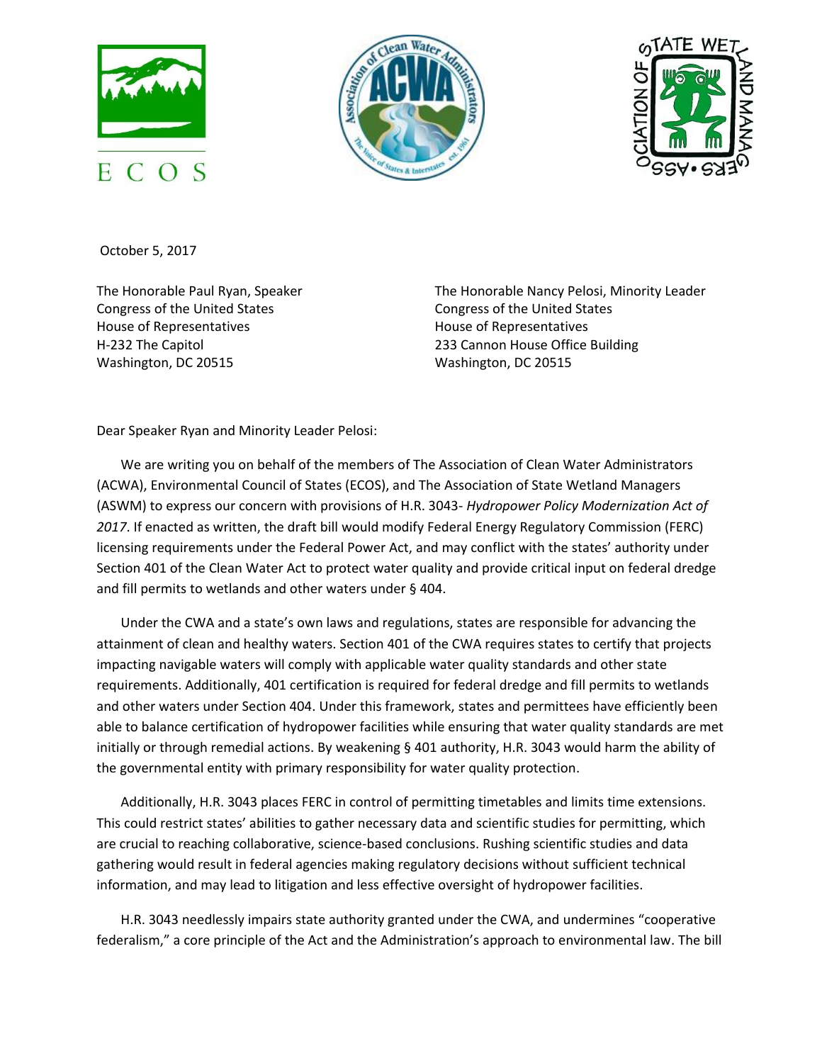October 5, 2017

The Honorable Paul Ryan, Speaker
Congress of the United States
House of Representatives
H-232 The Capitol
Washington, DC 20515

The Honorable Nancy Pelosi, Minority Leader
Congress of the United States
House of Representatives
233 Cannon House Office Building
Washington, DC 20515

Dear Speaker Ryan and Minority Leader Pelosi:

We are writing you on behalf of the members of The Association of Clean Water Administrators (ACWA), Environmental Council of States (ECOS), and The Association of State Wetland Managers (ASWM) to express our concern with provisions of H.R. 3043- *Hydropower Policy Modernization Act of 2017*. If enacted as written, the draft bill would modify Federal Energy Regulatory Commission (FERC) licensing requirements under the Federal Power Act, and may conflict with the states' authority under Section 401 of the Clean Water Act to protect water quality and provide critical input on federal dredge and fill permits to wetlands and other waters under § 404.

Under the CWA and a state's own laws and regulations, states are responsible for advancing the attainment of clean and healthy waters. Section 401 of the CWA requires states to certify that projects impacting navigable waters will comply with applicable water quality standards and other state requirements. Additionally, 401 certification is required for federal dredge and fill permits to wetlands and other waters under Section 404. Under this framework, states and permittees have efficiently been able to balance certification of hydropower facilities while ensuring that water quality standards are met initially or through remedial actions. By weakening § 401 authority, H.R. 3043 would harm the ability of the governmental entity with primary responsibility for water quality protection.

Additionally, H.R. 3043 places FERC in control of permitting timetables and limits time extensions. This could restrict states' abilities to gather necessary data and scientific studies for permitting, which are crucial to reaching collaborative, science-based conclusions. Rushing scientific studies and data gathering would result in federal agencies making regulatory decisions without sufficient technical information, and may lead to litigation and less effective oversight of hydropower facilities.

H.R. 3043 needlessly impairs state authority granted under the CWA, and undermines "cooperative federalism," a core principle of the Act and the Administration's approach to environmental law. The bill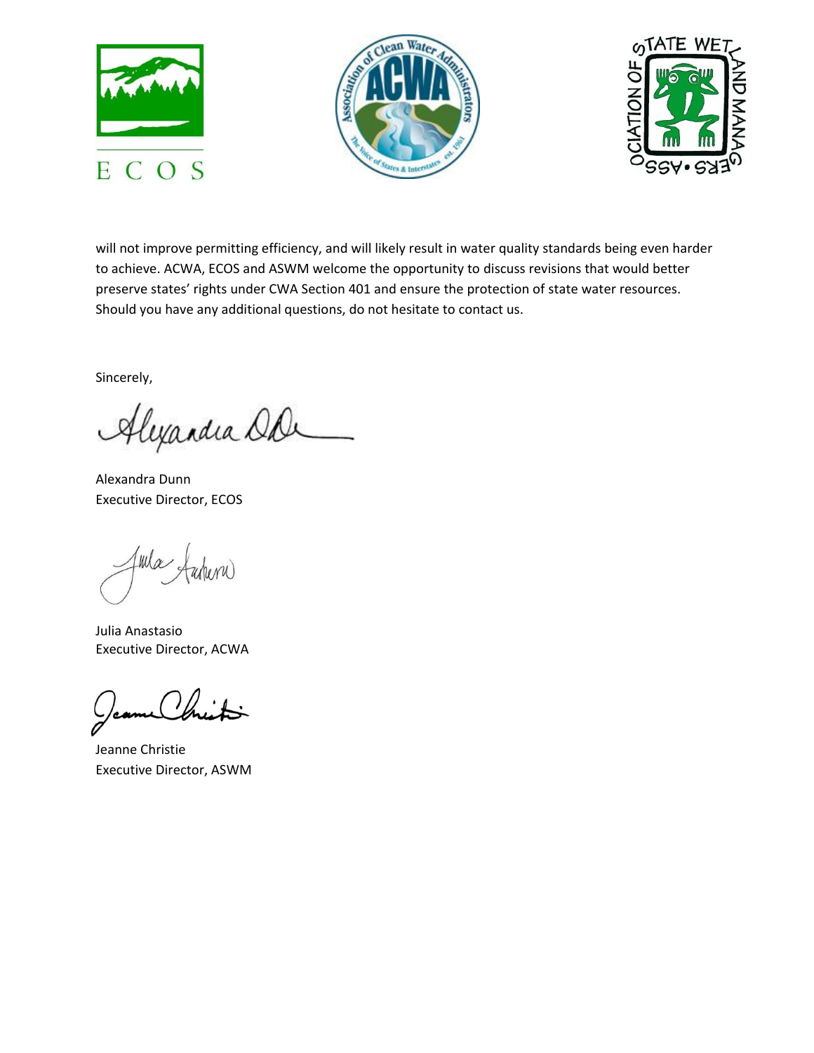will not improve permitting efficiency, and will likely result in water quality standards being even harder to achieve. ACWA, ECOS and ASWM welcome the opportunity to discuss revisions that would better preserve states' rights under CWA Section 401 and ensure the protection of state water resources. Should you have any additional questions, do not hesitate to contact us.

Sincerely,

Alexandra Dunn
Executive Director, ECOS

Julia Anastasio
Executive Director, ACWA

Jeanne Christie
Executive Director, ASWM